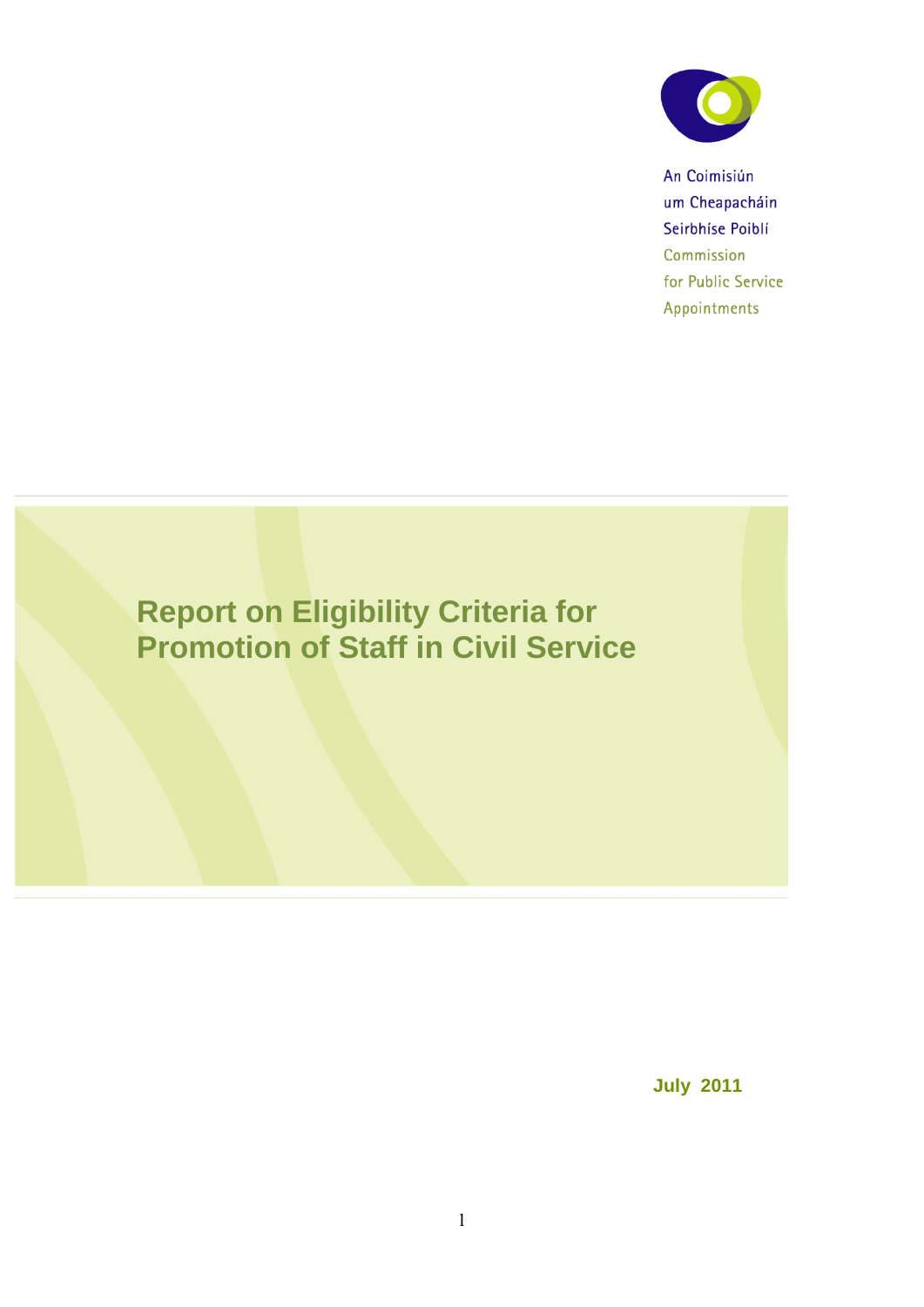An Coimisiún
um Cheapacháin
Seirbhíse Poiblí
Commission
for Public Service
Appointments

# Report on Eligibility Criteria for Promotion of Staff in Civil Service

**July 2011**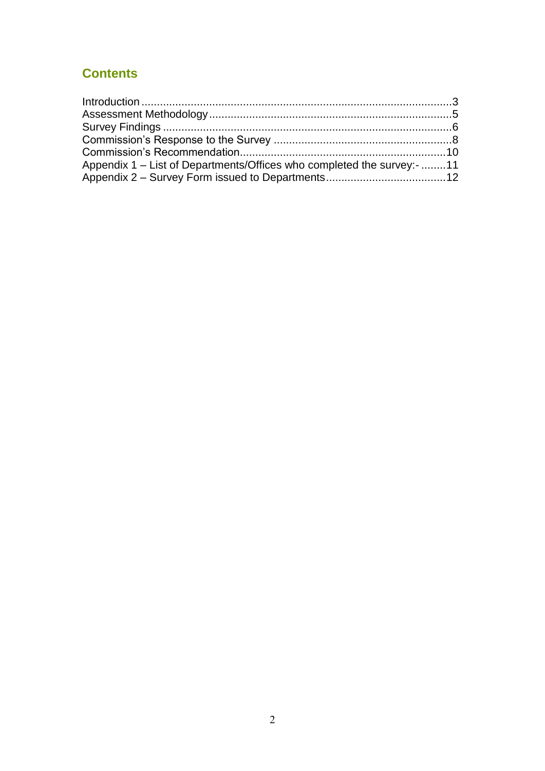## Contents

Introduction .................................................................................................3
Assessment Methodology ..............................................................................5
Survey Findings .............................................................................................6
Commission's Response to the Survey ..........................................................8
Commission's Recommendation..................................................................10
Appendix 1 – List of Departments/Offices who completed the survey:- ........11
Appendix 2 – Survey Form issued to Departments......................................12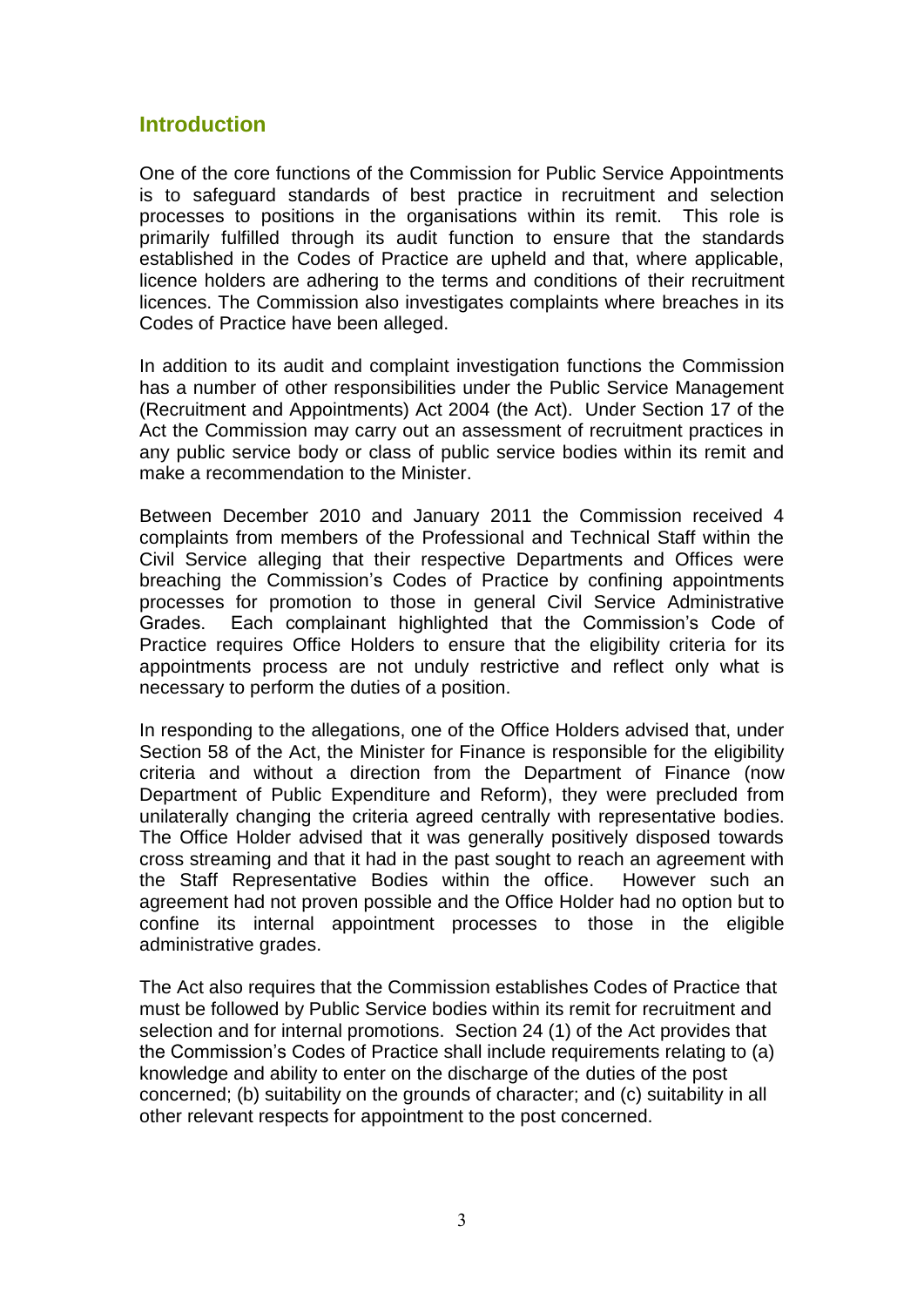## Introduction

One of the core functions of the Commission for Public Service Appointments is to safeguard standards of best practice in recruitment and selection processes to positions in the organisations within its remit. This role is primarily fulfilled through its audit function to ensure that the standards established in the Codes of Practice are upheld and that, where applicable, licence holders are adhering to the terms and conditions of their recruitment licences. The Commission also investigates complaints where breaches in its Codes of Practice have been alleged.

In addition to its audit and complaint investigation functions the Commission has a number of other responsibilities under the Public Service Management (Recruitment and Appointments) Act 2004 (the Act). Under Section 17 of the Act the Commission may carry out an assessment of recruitment practices in any public service body or class of public service bodies within its remit and make a recommendation to the Minister.

Between December 2010 and January 2011 the Commission received 4 complaints from members of the Professional and Technical Staff within the Civil Service alleging that their respective Departments and Offices were breaching the Commission's Codes of Practice by confining appointments processes for promotion to those in general Civil Service Administrative Grades. Each complainant highlighted that the Commission's Code of Practice requires Office Holders to ensure that the eligibility criteria for its appointments process are not unduly restrictive and reflect only what is necessary to perform the duties of a position.

In responding to the allegations, one of the Office Holders advised that, under Section 58 of the Act, the Minister for Finance is responsible for the eligibility criteria and without a direction from the Department of Finance (now Department of Public Expenditure and Reform), they were precluded from unilaterally changing the criteria agreed centrally with representative bodies. The Office Holder advised that it was generally positively disposed towards cross streaming and that it had in the past sought to reach an agreement with the Staff Representative Bodies within the office. However such an agreement had not proven possible and the Office Holder had no option but to confine its internal appointment processes to those in the eligible administrative grades.

The Act also requires that the Commission establishes Codes of Practice that must be followed by Public Service bodies within its remit for recruitment and selection and for internal promotions. Section 24 (1) of the Act provides that the Commission's Codes of Practice shall include requirements relating to (a) knowledge and ability to enter on the discharge of the duties of the post concerned; (b) suitability on the grounds of character; and (c) suitability in all other relevant respects for appointment to the post concerned.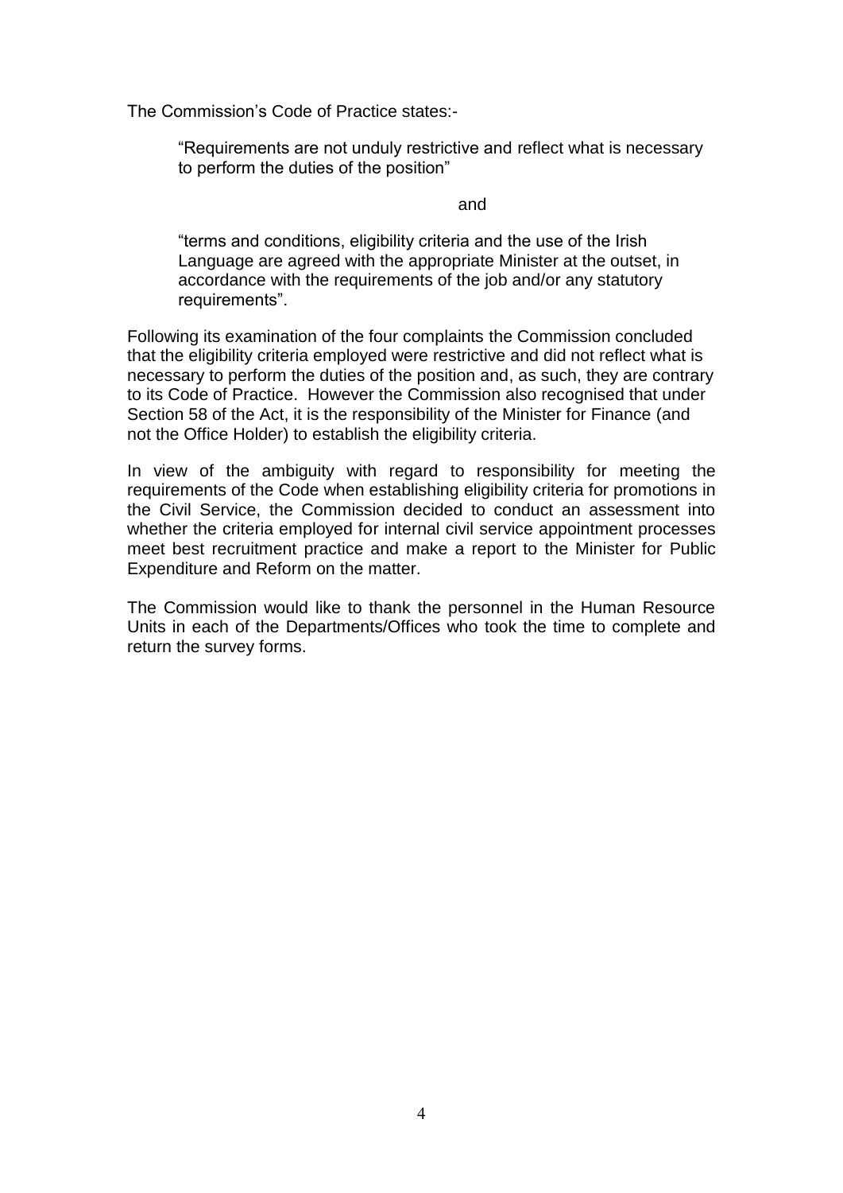The Commission's Code of Practice states:-

> "Requirements are not unduly restrictive and reflect what is necessary to perform the duties of the position"
>
> and
>
> "terms and conditions, eligibility criteria and the use of the Irish Language are agreed with the appropriate Minister at the outset, in accordance with the requirements of the job and/or any statutory requirements".

Following its examination of the four complaints the Commission concluded that the eligibility criteria employed were restrictive and did not reflect what is necessary to perform the duties of the position and, as such, they are contrary to its Code of Practice. However the Commission also recognised that under Section 58 of the Act, it is the responsibility of the Minister for Finance (and not the Office Holder) to establish the eligibility criteria.

In view of the ambiguity with regard to responsibility for meeting the requirements of the Code when establishing eligibility criteria for promotions in the Civil Service, the Commission decided to conduct an assessment into whether the criteria employed for internal civil service appointment processes meet best recruitment practice and make a report to the Minister for Public Expenditure and Reform on the matter.

The Commission would like to thank the personnel in the Human Resource Units in each of the Departments/Offices who took the time to complete and return the survey forms.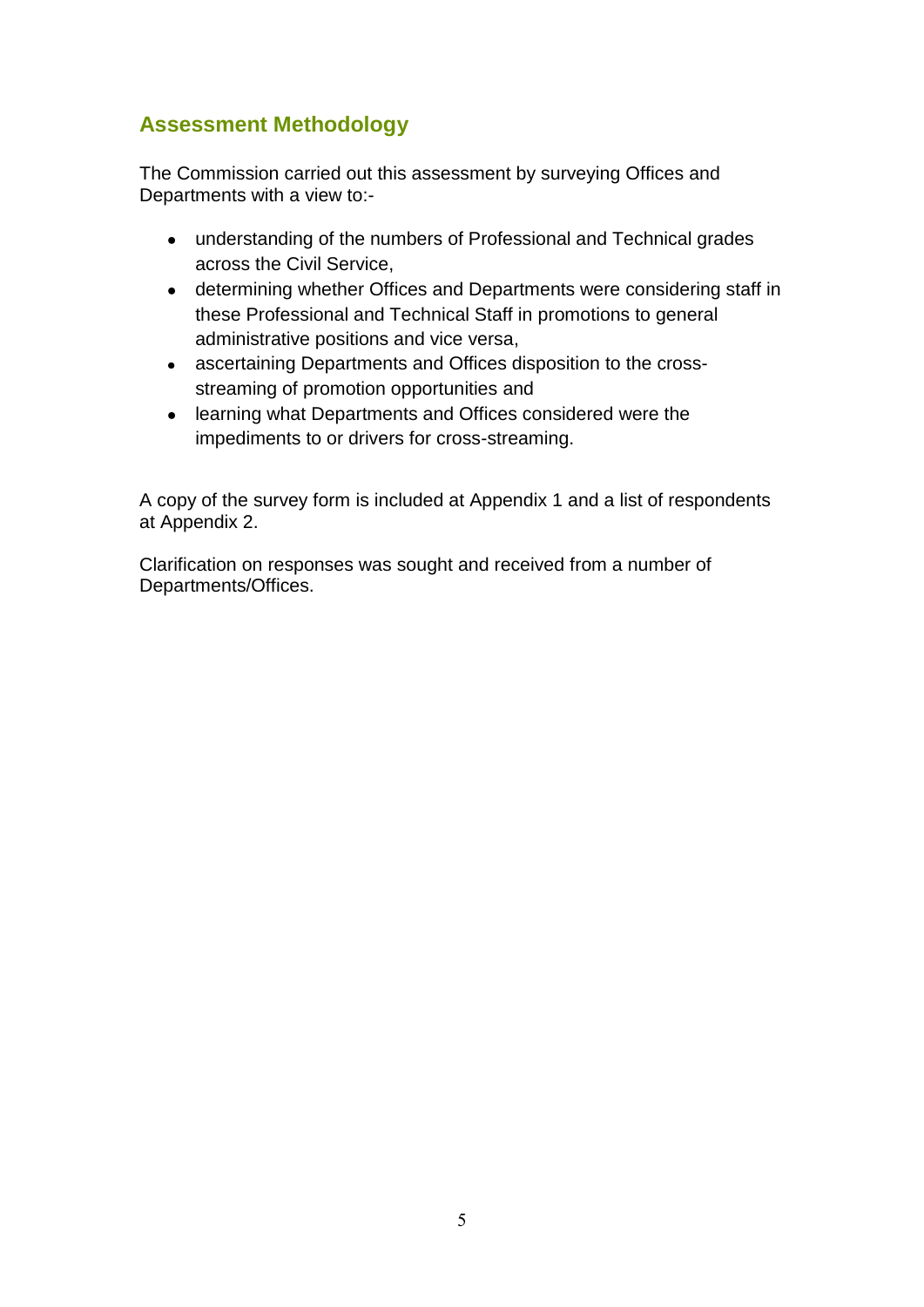## Assessment Methodology

The Commission carried out this assessment by surveying Offices and Departments with a view to:-

- understanding of the numbers of Professional and Technical grades across the Civil Service,
- determining whether Offices and Departments were considering staff in these Professional and Technical Staff in promotions to general administrative positions and vice versa,
- ascertaining Departments and Offices disposition to the cross-streaming of promotion opportunities and
- learning what Departments and Offices considered were the impediments to or drivers for cross-streaming.

A copy of the survey form is included at Appendix 1 and a list of respondents at Appendix 2.

Clarification on responses was sought and received from a number of Departments/Offices.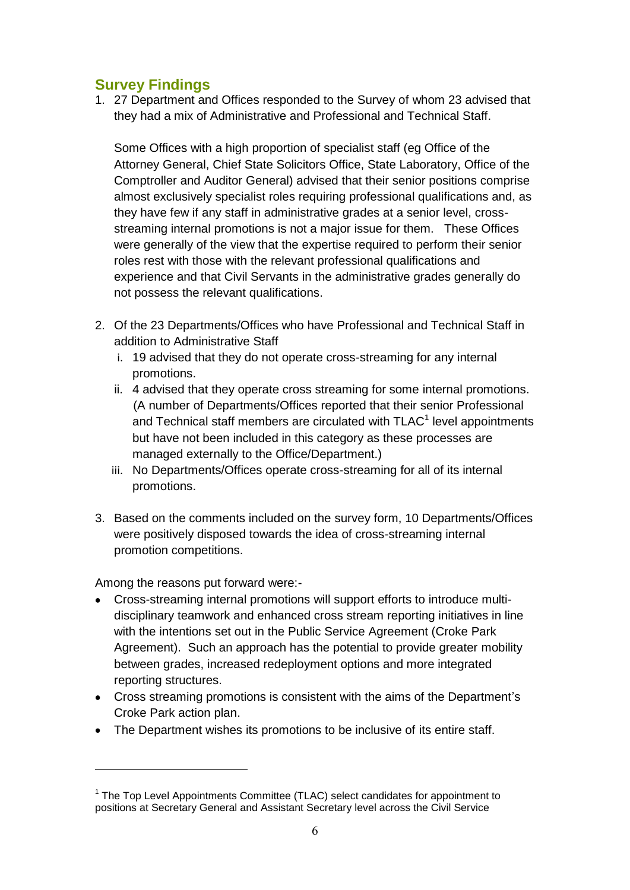## Survey Findings

1. 27 Department and Offices responded to the Survey of whom 23 advised that they had a mix of Administrative and Professional and Technical Staff.

   Some Offices with a high proportion of specialist staff (eg Office of the Attorney General, Chief State Solicitors Office, State Laboratory, Office of the Comptroller and Auditor General) advised that their senior positions comprise almost exclusively specialist roles requiring professional qualifications and, as they have few if any staff in administrative grades at a senior level, cross-streaming internal promotions is not a major issue for them. These Offices were generally of the view that the expertise required to perform their senior roles rest with those with the relevant professional qualifications and experience and that Civil Servants in the administrative grades generally do not possess the relevant qualifications.

2. Of the 23 Departments/Offices who have Professional and Technical Staff in addition to Administrative Staff
   i. 19 advised that they do not operate cross-streaming for any internal promotions.
   ii. 4 advised that they operate cross streaming for some internal promotions. (A number of Departments/Offices reported that their senior Professional and Technical staff members are circulated with TLAC[1] level appointments but have not been included in this category as these processes are managed externally to the Office/Department.)
   iii. No Departments/Offices operate cross-streaming for all of its internal promotions.

3. Based on the comments included on the survey form, 10 Departments/Offices were positively disposed towards the idea of cross-streaming internal promotion competitions.

Among the reasons put forward were:-

- Cross-streaming internal promotions will support efforts to introduce multi-disciplinary teamwork and enhanced cross stream reporting initiatives in line with the intentions set out in the Public Service Agreement (Croke Park Agreement). Such an approach has the potential to provide greater mobility between grades, increased redeployment options and more integrated reporting structures.
- Cross streaming promotions is consistent with the aims of the Department's Croke Park action plan.
- The Department wishes its promotions to be inclusive of its entire staff.

---

[1] The Top Level Appointments Committee (TLAC) select candidates for appointment to positions at Secretary General and Assistant Secretary level across the Civil Service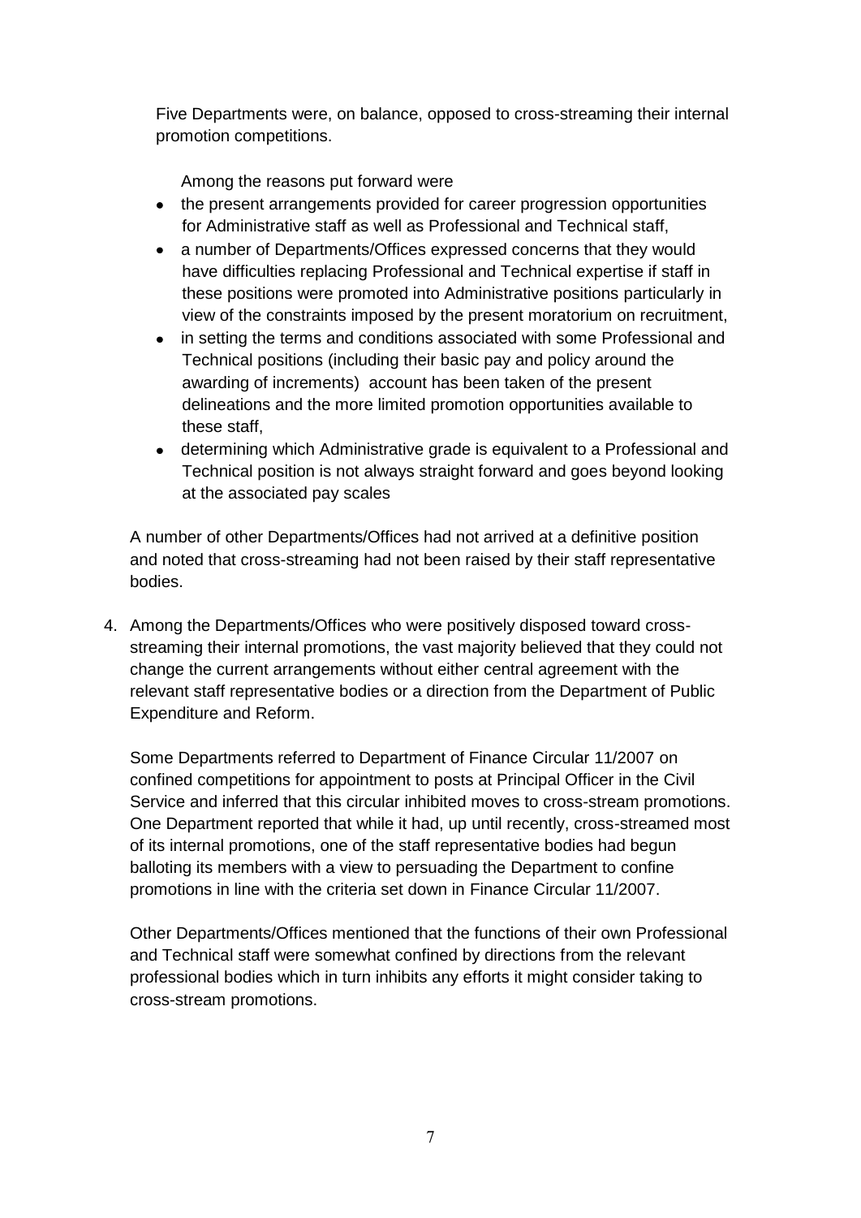Five Departments were, on balance, opposed to cross-streaming their internal promotion competitions.

Among the reasons put forward were

- the present arrangements provided for career progression opportunities for Administrative staff as well as Professional and Technical staff,
- a number of Departments/Offices expressed concerns that they would have difficulties replacing Professional and Technical expertise if staff in these positions were promoted into Administrative positions particularly in view of the constraints imposed by the present moratorium on recruitment,
- in setting the terms and conditions associated with some Professional and Technical positions (including their basic pay and policy around the awarding of increments) account has been taken of the present delineations and the more limited promotion opportunities available to these staff,
- determining which Administrative grade is equivalent to a Professional and Technical position is not always straight forward and goes beyond looking at the associated pay scales

A number of other Departments/Offices had not arrived at a definitive position and noted that cross-streaming had not been raised by their staff representative bodies.

4. Among the Departments/Offices who were positively disposed toward cross-streaming their internal promotions, the vast majority believed that they could not change the current arrangements without either central agreement with the relevant staff representative bodies or a direction from the Department of Public Expenditure and Reform.

   Some Departments referred to Department of Finance Circular 11/2007 on confined competitions for appointment to posts at Principal Officer in the Civil Service and inferred that this circular inhibited moves to cross-stream promotions. One Department reported that while it had, up until recently, cross-streamed most of its internal promotions, one of the staff representative bodies had begun balloting its members with a view to persuading the Department to confine promotions in line with the criteria set down in Finance Circular 11/2007.

   Other Departments/Offices mentioned that the functions of their own Professional and Technical staff were somewhat confined by directions from the relevant professional bodies which in turn inhibits any efforts it might consider taking to cross-stream promotions.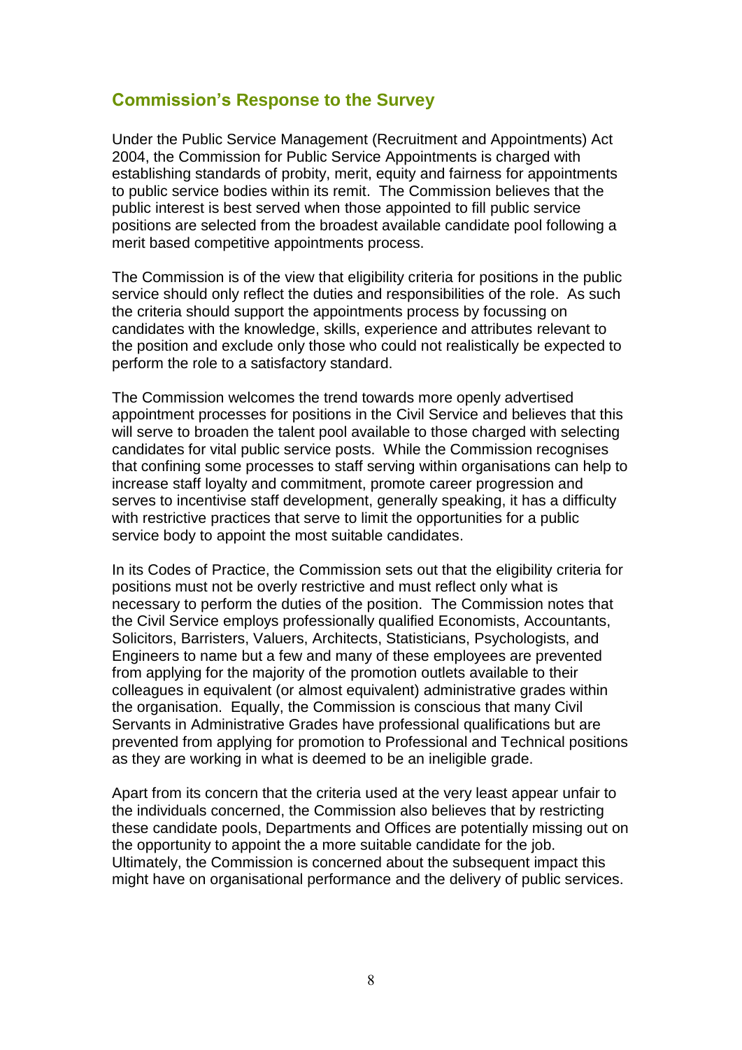## Commission's Response to the Survey

Under the Public Service Management (Recruitment and Appointments) Act 2004, the Commission for Public Service Appointments is charged with establishing standards of probity, merit, equity and fairness for appointments to public service bodies within its remit. The Commission believes that the public interest is best served when those appointed to fill public service positions are selected from the broadest available candidate pool following a merit based competitive appointments process.

The Commission is of the view that eligibility criteria for positions in the public service should only reflect the duties and responsibilities of the role. As such the criteria should support the appointments process by focussing on candidates with the knowledge, skills, experience and attributes relevant to the position and exclude only those who could not realistically be expected to perform the role to a satisfactory standard.

The Commission welcomes the trend towards more openly advertised appointment processes for positions in the Civil Service and believes that this will serve to broaden the talent pool available to those charged with selecting candidates for vital public service posts. While the Commission recognises that confining some processes to staff serving within organisations can help to increase staff loyalty and commitment, promote career progression and serves to incentivise staff development, generally speaking, it has a difficulty with restrictive practices that serve to limit the opportunities for a public service body to appoint the most suitable candidates.

In its Codes of Practice, the Commission sets out that the eligibility criteria for positions must not be overly restrictive and must reflect only what is necessary to perform the duties of the position. The Commission notes that the Civil Service employs professionally qualified Economists, Accountants, Solicitors, Barristers, Valuers, Architects, Statisticians, Psychologists, and Engineers to name but a few and many of these employees are prevented from applying for the majority of the promotion outlets available to their colleagues in equivalent (or almost equivalent) administrative grades within the organisation. Equally, the Commission is conscious that many Civil Servants in Administrative Grades have professional qualifications but are prevented from applying for promotion to Professional and Technical positions as they are working in what is deemed to be an ineligible grade.

Apart from its concern that the criteria used at the very least appear unfair to the individuals concerned, the Commission also believes that by restricting these candidate pools, Departments and Offices are potentially missing out on the opportunity to appoint the a more suitable candidate for the job. Ultimately, the Commission is concerned about the subsequent impact this might have on organisational performance and the delivery of public services.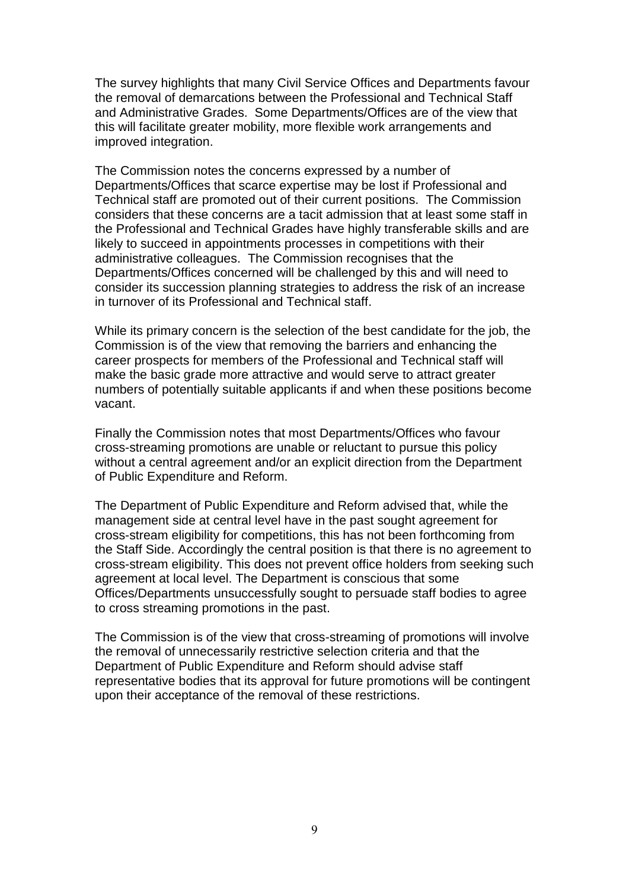The survey highlights that many Civil Service Offices and Departments favour the removal of demarcations between the Professional and Technical Staff and Administrative Grades. Some Departments/Offices are of the view that this will facilitate greater mobility, more flexible work arrangements and improved integration.

The Commission notes the concerns expressed by a number of Departments/Offices that scarce expertise may be lost if Professional and Technical staff are promoted out of their current positions. The Commission considers that these concerns are a tacit admission that at least some staff in the Professional and Technical Grades have highly transferable skills and are likely to succeed in appointments processes in competitions with their administrative colleagues. The Commission recognises that the Departments/Offices concerned will be challenged by this and will need to consider its succession planning strategies to address the risk of an increase in turnover of its Professional and Technical staff.

While its primary concern is the selection of the best candidate for the job, the Commission is of the view that removing the barriers and enhancing the career prospects for members of the Professional and Technical staff will make the basic grade more attractive and would serve to attract greater numbers of potentially suitable applicants if and when these positions become vacant.

Finally the Commission notes that most Departments/Offices who favour cross-streaming promotions are unable or reluctant to pursue this policy without a central agreement and/or an explicit direction from the Department of Public Expenditure and Reform.

The Department of Public Expenditure and Reform advised that, while the management side at central level have in the past sought agreement for cross-stream eligibility for competitions, this has not been forthcoming from the Staff Side. Accordingly the central position is that there is no agreement to cross-stream eligibility. This does not prevent office holders from seeking such agreement at local level. The Department is conscious that some Offices/Departments unsuccessfully sought to persuade staff bodies to agree to cross streaming promotions in the past.

The Commission is of the view that cross-streaming of promotions will involve the removal of unnecessarily restrictive selection criteria and that the Department of Public Expenditure and Reform should advise staff representative bodies that its approval for future promotions will be contingent upon their acceptance of the removal of these restrictions.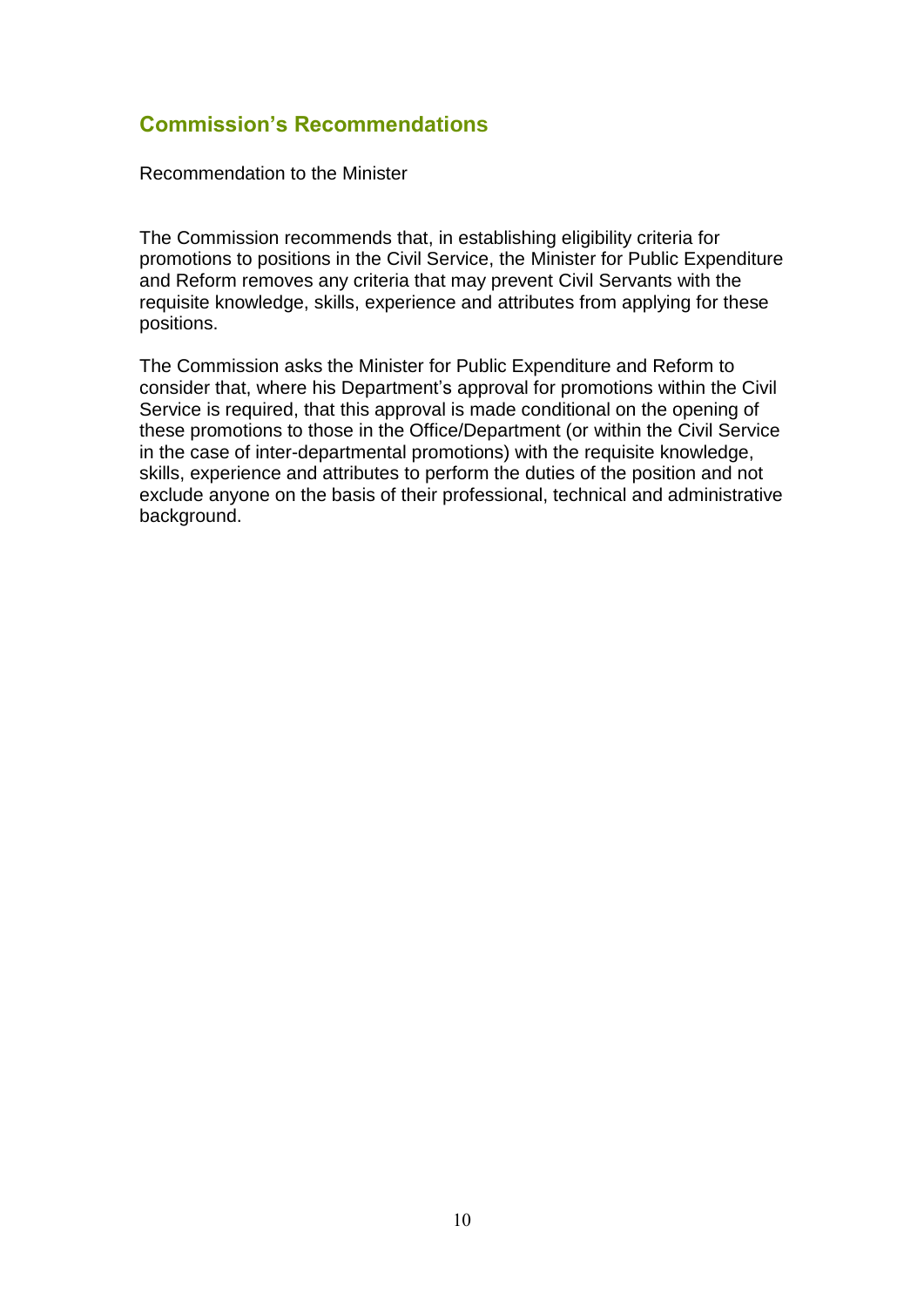## Commission's Recommendations

Recommendation to the Minister

The Commission recommends that, in establishing eligibility criteria for promotions to positions in the Civil Service, the Minister for Public Expenditure and Reform removes any criteria that may prevent Civil Servants with the requisite knowledge, skills, experience and attributes from applying for these positions.

The Commission asks the Minister for Public Expenditure and Reform to consider that, where his Department's approval for promotions within the Civil Service is required, that this approval is made conditional on the opening of these promotions to those in the Office/Department (or within the Civil Service in the case of inter-departmental promotions) with the requisite knowledge, skills, experience and attributes to perform the duties of the position and not exclude anyone on the basis of their professional, technical and administrative background.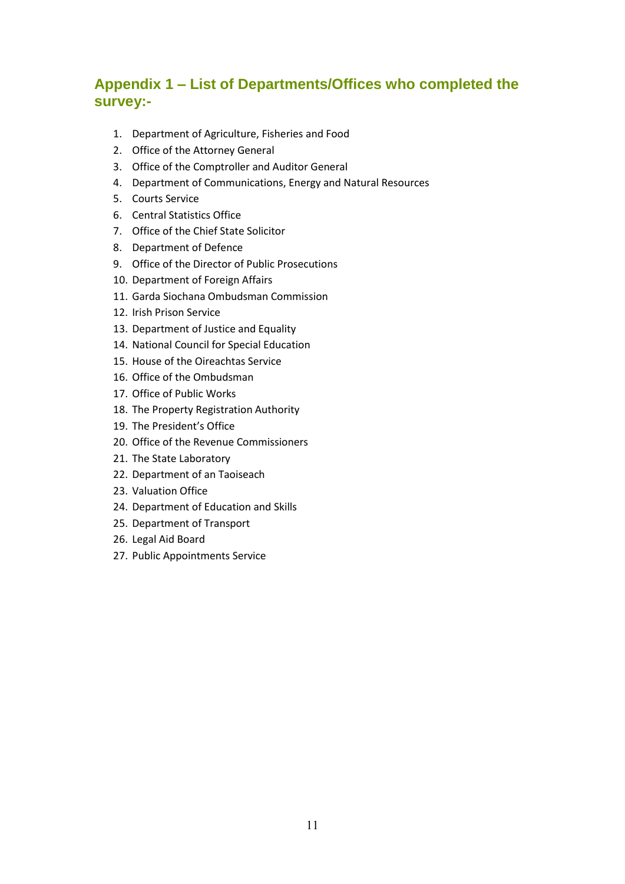## Appendix 1 – List of Departments/Offices who completed the survey:-

1. Department of Agriculture, Fisheries and Food
2. Office of the Attorney General
3. Office of the Comptroller and Auditor General
4. Department of Communications, Energy and Natural Resources
5. Courts Service
6. Central Statistics Office
7. Office of the Chief State Solicitor
8. Department of Defence
9. Office of the Director of Public Prosecutions
10. Department of Foreign Affairs
11. Garda Siochana Ombudsman Commission
12. Irish Prison Service
13. Department of Justice and Equality
14. National Council for Special Education
15. House of the Oireachtas Service
16. Office of the Ombudsman
17. Office of Public Works
18. The Property Registration Authority
19. The President's Office
20. Office of the Revenue Commissioners
21. The State Laboratory
22. Department of an Taoiseach
23. Valuation Office
24. Department of Education and Skills
25. Department of Transport
26. Legal Aid Board
27. Public Appointments Service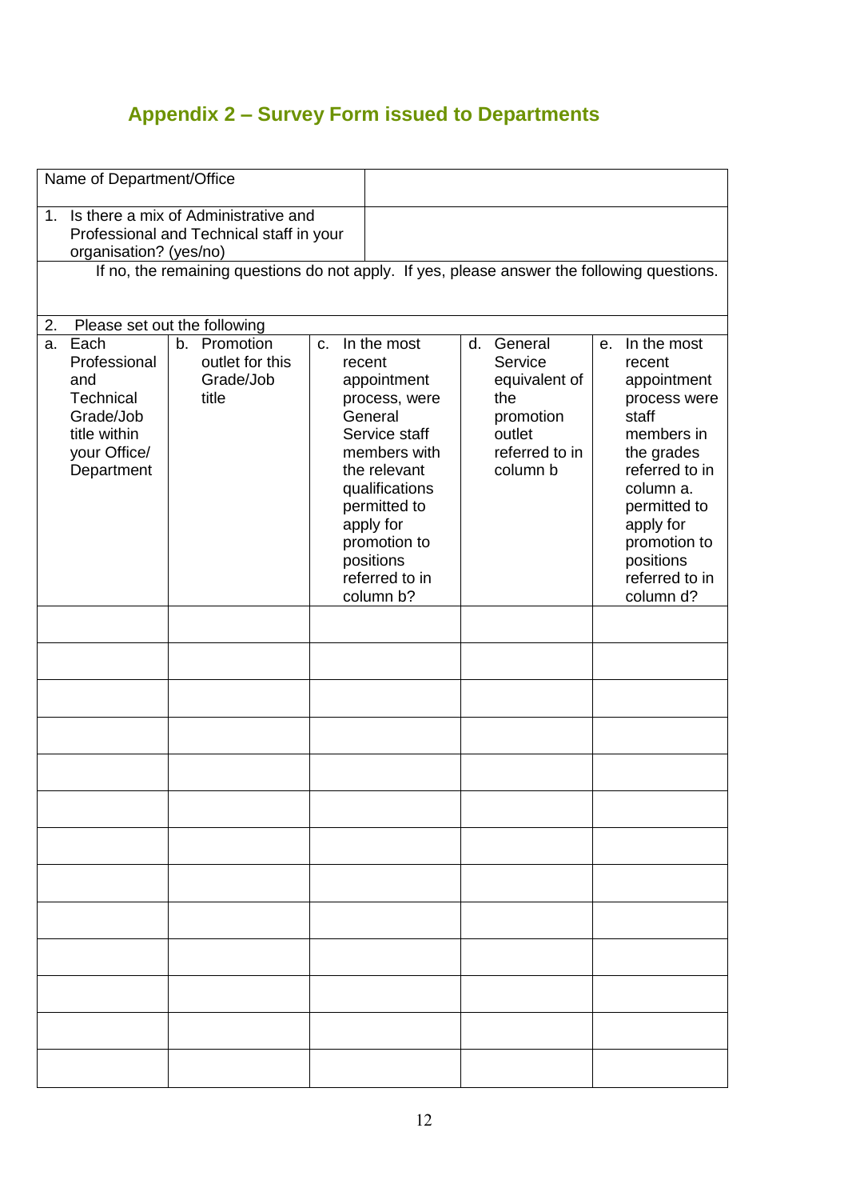## Appendix 2 – Survey Form issued to Departments

| Name of Department/Office | |
|---|---|
| 1. Is there a mix of Administrative and Professional and Technical staff in your organisation? (yes/no) | |

If no, the remaining questions do not apply. If yes, please answer the following questions.

2. Please set out the following

| a. Each Professional and Technical Grade/Job title within your Office/ Department | b. Promotion outlet for this Grade/Job title | c. In the most recent appointment process, were General Service staff members with the relevant qualifications permitted to apply for promotion to positions referred to in column b? | d. General Service equivalent of the promotion outlet referred to in column b | e. In the most recent appointment process were staff members in the grades referred to in column a. permitted to apply for promotion to positions referred to in column d? |
|---|---|---|---|---|
| | | | | |
| | | | | |
| | | | | |
| | | | | |
| | | | | |
| | | | | |
| | | | | |
| | | | | |
| | | | | |
| | | | | |
| | | | | |
| | | | | |
| | | | | |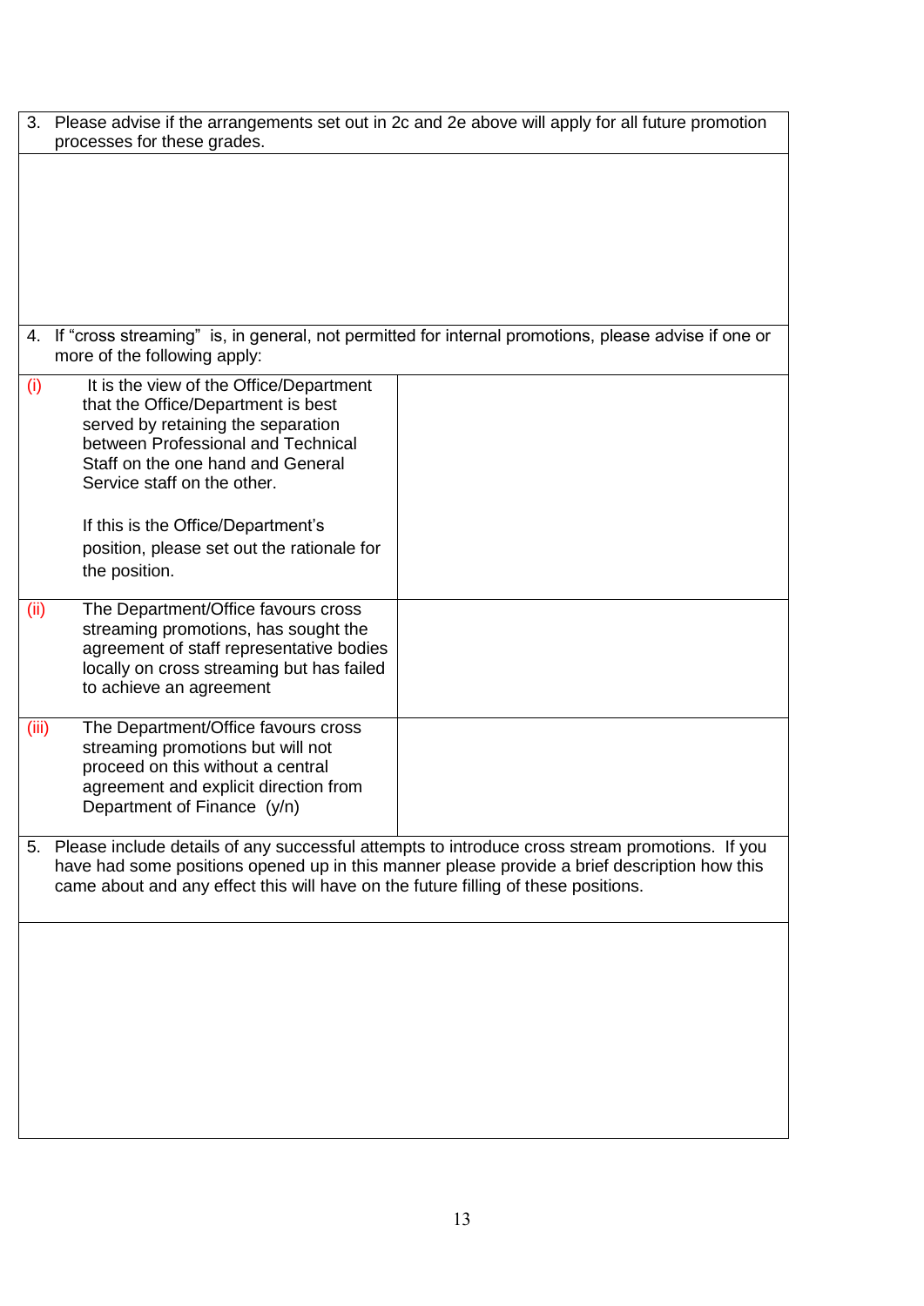3. Please advise if the arrangements set out in 2c and 2e above will apply for all future promotion processes for these grades.

4. If "cross streaming" is, in general, not permitted for internal promotions, please advise if one or more of the following apply:

| | | |
|---|---|---|
| (i) | It is the view of the Office/Department that the Office/Department is best served by retaining the separation between Professional and Technical Staff on the one hand and General Service staff on the other.<br><br>If this is the Office/Department's position, please set out the rationale for the position. | |
| (ii) | The Department/Office favours cross streaming promotions, has sought the agreement of staff representative bodies locally on cross streaming but has failed to achieve an agreement | |
| (iii) | The Department/Office favours cross streaming promotions but will not proceed on this without a central agreement and explicit direction from Department of Finance (y/n) | |

5. Please include details of any successful attempts to introduce cross stream promotions. If you have had some positions opened up in this manner please provide a brief description how this came about and any effect this will have on the future filling of these positions.